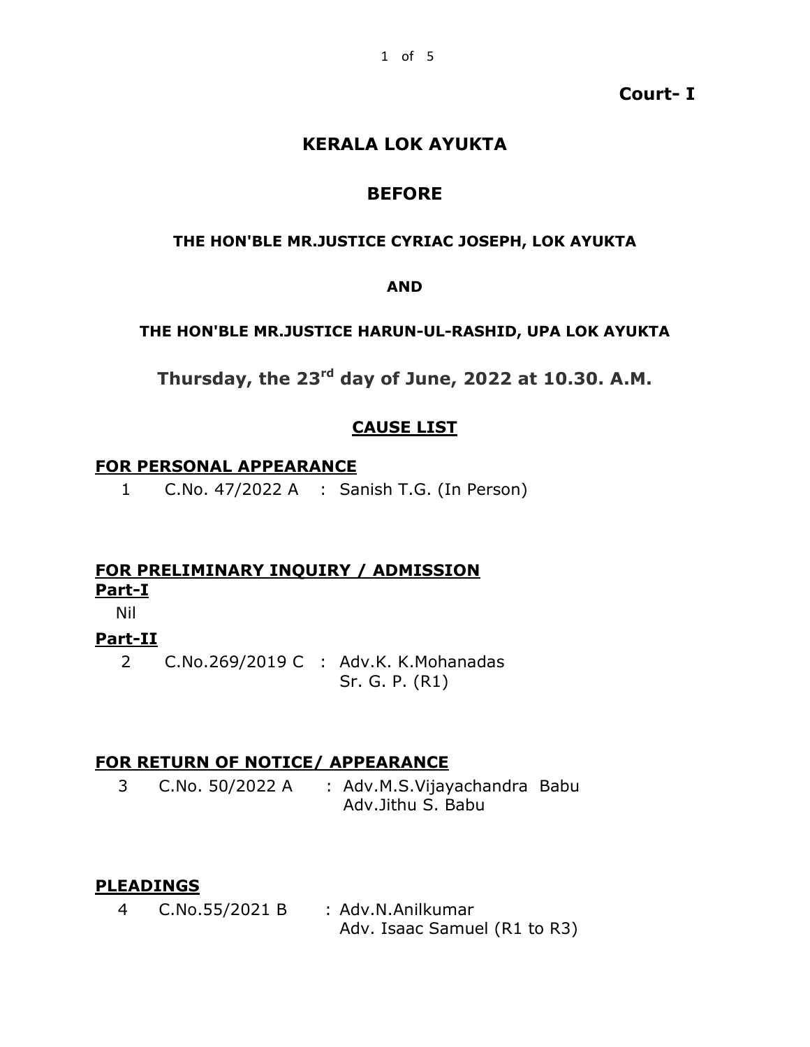**Court- I**

# KERALA LOK AYUKTA

## BEFORE

**THE HON'BLE MR.JUSTICE CYRIAC JOSEPH, LOK AYUKTA**

**AND**

**THE HON'BLE MR.JUSTICE HARUN-UL-RASHID, UPA LOK AYUKTA**

**Thursday, the 23rd day of June, 2022 at 10.30. A.M.**

## CAUSE LIST

### FOR PERSONAL APPEARANCE

1 C.No. 47/2022 A : Sanish T.G. (In Person)

### FOR PRELIMINARY INQUIRY / ADMISSION

**Part-I**

Nil

**Part-II**

2 C.No.269/2019 C : Adv.K. K.Mohanadas
Sr. G. P. (R1)

### FOR RETURN OF NOTICE/ APPEARANCE

3 C.No. 50/2022 A : Adv.M.S.Vijayachandra Babu
Adv.Jithu S. Babu

### PLEADINGS

4 C.No.55/2021 B : Adv.N.Anilkumar
Adv. Isaac Samuel (R1 to R3)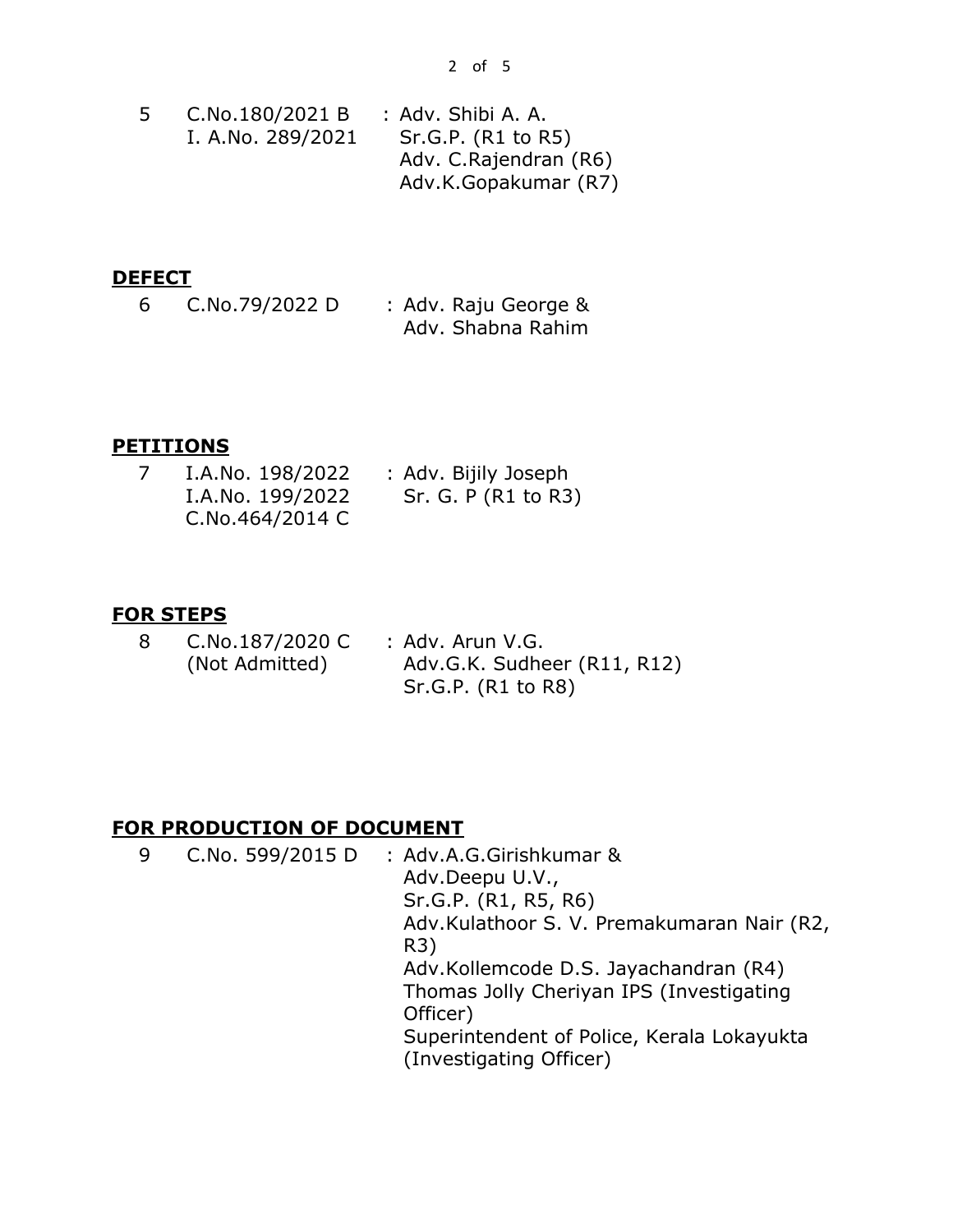| | | |
|---|---|---|
| 5 | C.No.180/2021 B<br>I. A.No. 289/2021 | : Adv. Shibi A. A.<br>Sr.G.P. (R1 to R5)<br>Adv. C.Rajendran (R6)<br>Adv.K.Gopakumar (R7) |

## **DEFECT**

| | | |
|---|---|---|
| 6 | C.No.79/2022 D | : Adv. Raju George &<br>Adv. Shabna Rahim |

## **PETITIONS**

| | | |
|---|---|---|
| 7 | I.A.No. 198/2022<br>I.A.No. 199/2022<br>C.No.464/2014 C | : Adv. Bijily Joseph<br>Sr. G. P (R1 to R3) |

## **FOR STEPS**

| | | |
|---|---|---|
| 8 | C.No.187/2020 C<br>(Not Admitted) | : Adv. Arun V.G.<br>Adv.G.K. Sudheer (R11, R12)<br>Sr.G.P. (R1 to R8) |

## **FOR PRODUCTION OF DOCUMENT**

| | | |
|---|---|---|
| 9 | C.No. 599/2015 D | : Adv.A.G.Girishkumar &<br>Adv.Deepu U.V.,<br>Sr.G.P. (R1, R5, R6)<br>Adv.Kulathoor S. V. Premakumaran Nair (R2, R3)<br>Adv.Kollemcode D.S. Jayachandran (R4)<br>Thomas Jolly Cheriyan IPS (Investigating Officer)<br>Superintendent of Police, Kerala Lokayukta (Investigating Officer) |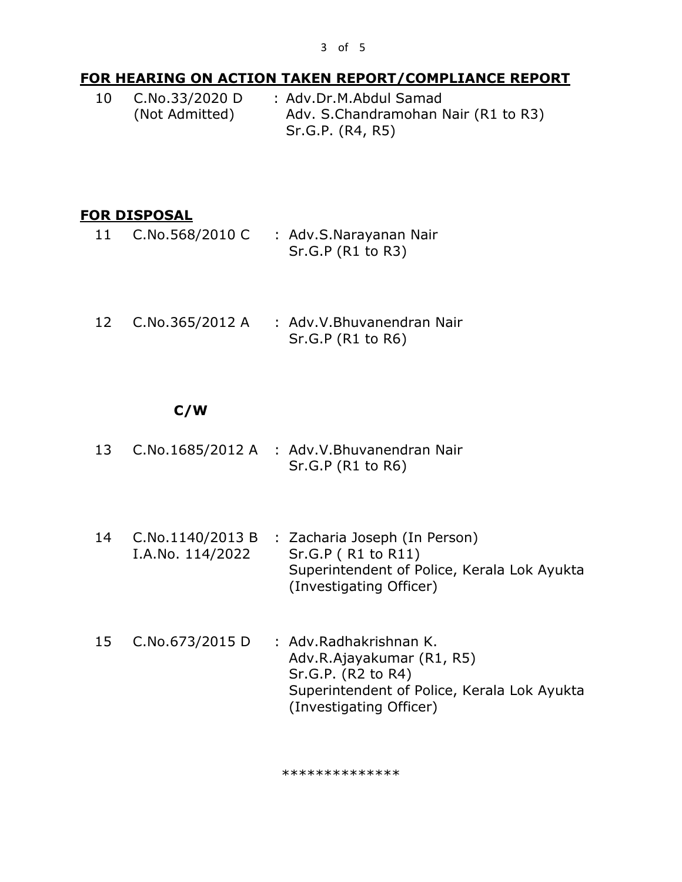## **FOR HEARING ON ACTION TAKEN REPORT/COMPLIANCE REPORT**

| | | |
|---|---|---|
| 10 | C.No.33/2020 D<br>(Not Admitted) | : Adv.Dr.M.Abdul Samad<br>Adv. S.Chandramohan Nair (R1 to R3)<br>Sr.G.P. (R4, R5) |

## **FOR DISPOSAL**

| | | |
|---|---|---|
| 11 | C.No.568/2010 C | : Adv.S.Narayanan Nair<br>Sr.G.P (R1 to R3) |
| 12 | C.No.365/2012 A | : Adv.V.Bhuvanendran Nair<br>Sr.G.P (R1 to R6) |

**C/W**

| | | |
|---|---|---|
| 13 | C.No.1685/2012 A | : Adv.V.Bhuvanendran Nair<br>Sr.G.P (R1 to R6) |
| 14 | C.No.1140/2013 B<br>I.A.No. 114/2022 | : Zacharia Joseph (In Person)<br>Sr.G.P ( R1 to R11)<br>Superintendent of Police, Kerala Lok Ayukta (Investigating Officer) |
| 15 | C.No.673/2015 D | : Adv.Radhakrishnan K.<br>Adv.R.Ajayakumar (R1, R5)<br>Sr.G.P. (R2 to R4)<br>Superintendent of Police, Kerala Lok Ayukta (Investigating Officer) |

**************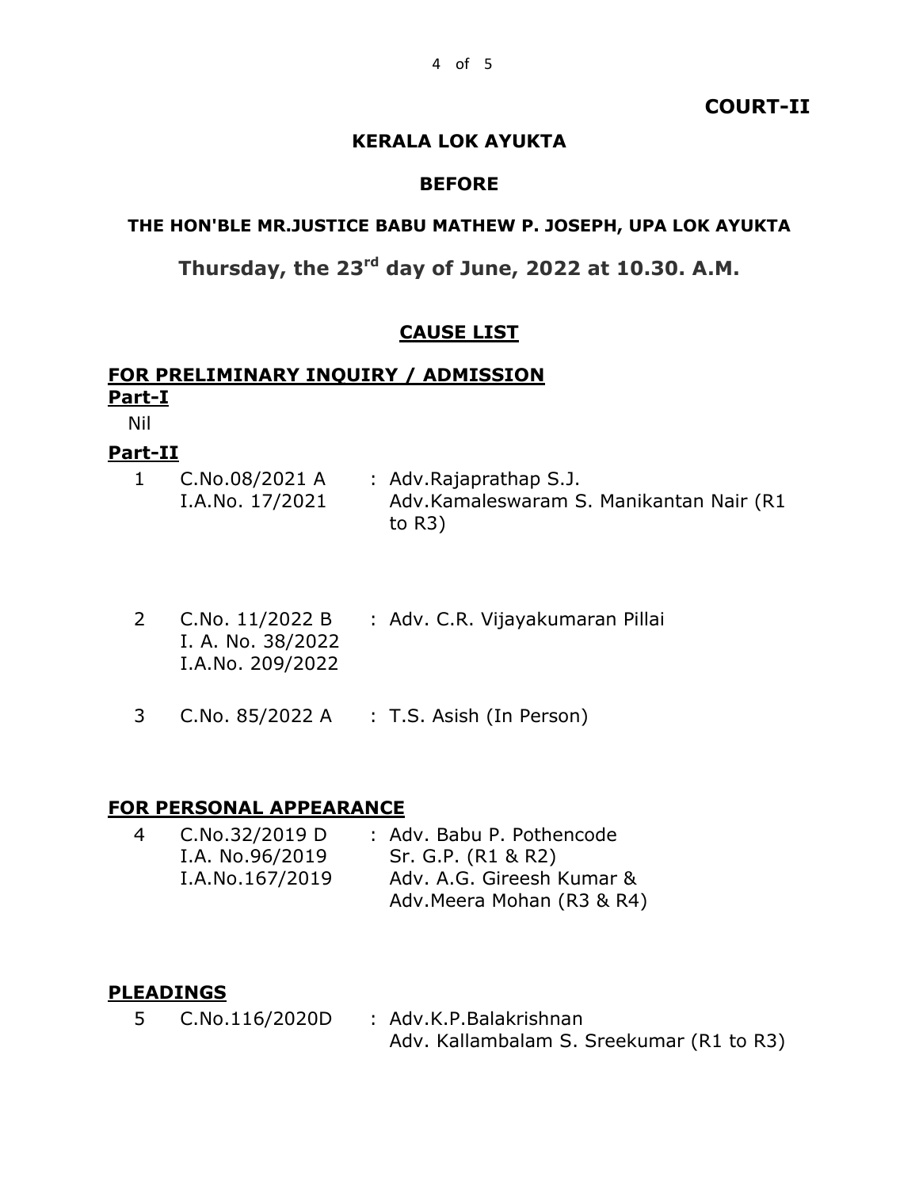**COURT-II**

**KERALA LOK AYUKTA**

**BEFORE**

**THE HON'BLE MR.JUSTICE BABU MATHEW P. JOSEPH, UPA LOK AYUKTA**

**Thursday, the 23rd day of June, 2022 at 10.30. A.M.**

**CAUSE LIST**

**FOR PRELIMINARY INQUIRY / ADMISSION**

**Part-I**

Nil

**Part-II**

| | | |
|---|---|---|
| 1 | C.No.08/2021 A<br>I.A.No. 17/2021 | : Adv.Rajaprathap S.J.<br>Adv.Kamaleswaram S. Manikantan Nair (R1 to R3) |
| 2 | C.No. 11/2022 B<br>I. A. No. 38/2022<br>I.A.No. 209/2022 | : Adv. C.R. Vijayakumaran Pillai |
| 3 | C.No. 85/2022 A | : T.S. Asish (In Person) |

**FOR PERSONAL APPEARANCE**

| | | |
|---|---|---|
| 4 | C.No.32/2019 D<br>I.A. No.96/2019<br>I.A.No.167/2019 | : Adv. Babu P. Pothencode<br>Sr. G.P. (R1 & R2)<br>Adv. A.G. Gireesh Kumar &<br>Adv.Meera Mohan (R3 & R4) |

**PLEADINGS**

| | | |
|---|---|---|
| 5 | C.No.116/2020D | : Adv.K.P.Balakrishnan<br>Adv. Kallambalam S. Sreekumar (R1 to R3) |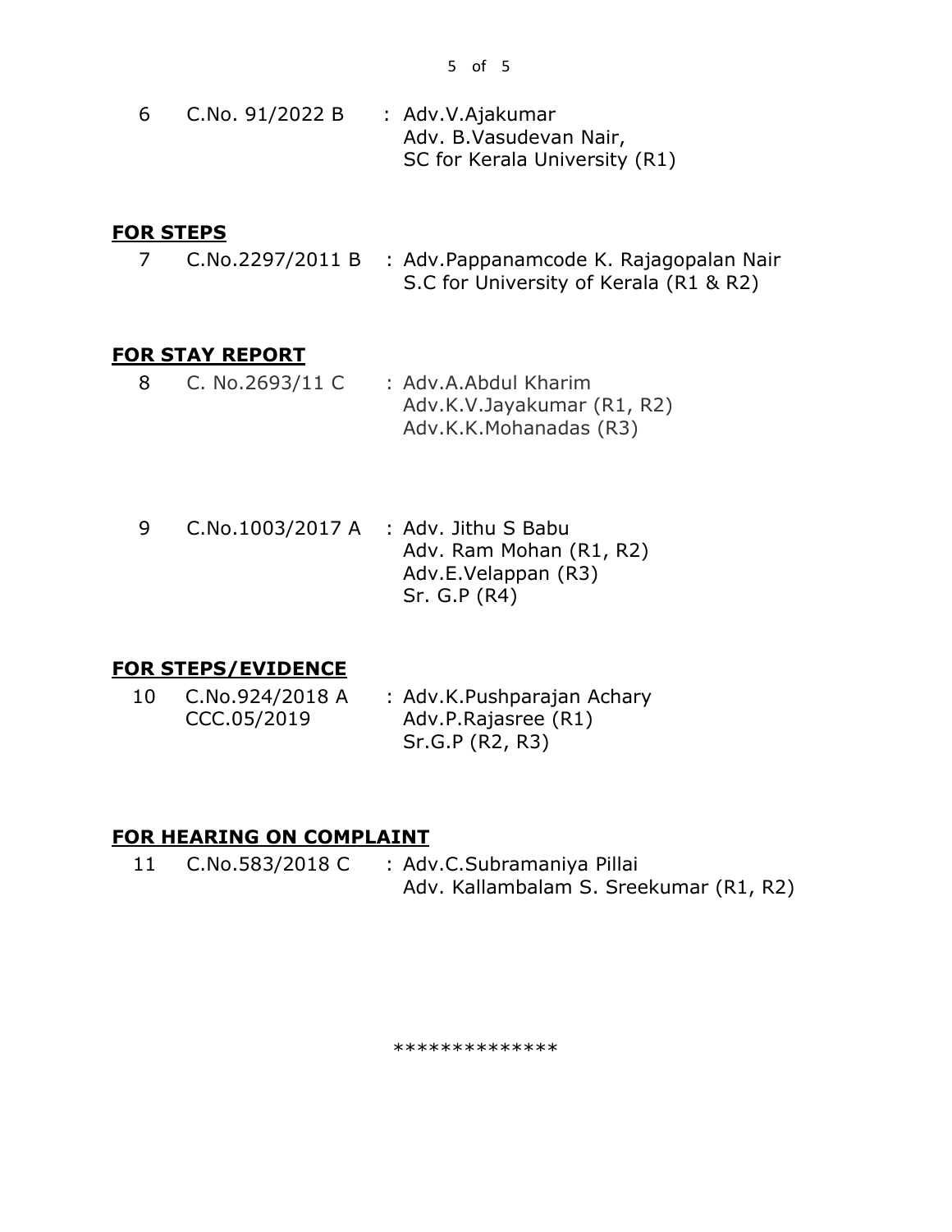| | | |
|---|---|---|
| 6 | C.No. 91/2022 B | : Adv.V.Ajakumar<br>Adv. B.Vasudevan Nair,<br>SC for Kerala University (R1) |

**FOR STEPS**

| | | |
|---|---|---|
| 7 | C.No.2297/2011 B | : Adv.Pappanamcode K. Rajagopalan Nair<br>S.C for University of Kerala (R1 & R2) |

**FOR STAY REPORT**

| | | |
|---|---|---|
| 8 | C. No.2693/11 C | : Adv.A.Abdul Kharim<br>Adv.K.V.Jayakumar (R1, R2)<br>Adv.K.K.Mohanadas (R3) |
| 9 | C.No.1003/2017 A | : Adv. Jithu S Babu<br>Adv. Ram Mohan (R1, R2)<br>Adv.E.Velappan (R3)<br>Sr. G.P (R4) |

**FOR STEPS/EVIDENCE**

| | | |
|---|---|---|
| 10 | C.No.924/2018 A<br>CCC.05/2019 | : Adv.K.Pushparajan Achary<br>Adv.P.Rajasree (R1)<br>Sr.G.P (R2, R3) |

**FOR HEARING ON COMPLAINT**

| | | |
|---|---|---|
| 11 | C.No.583/2018 C | : Adv.C.Subramaniya Pillai<br>Adv. Kallambalam S. Sreekumar (R1, R2) |

**************